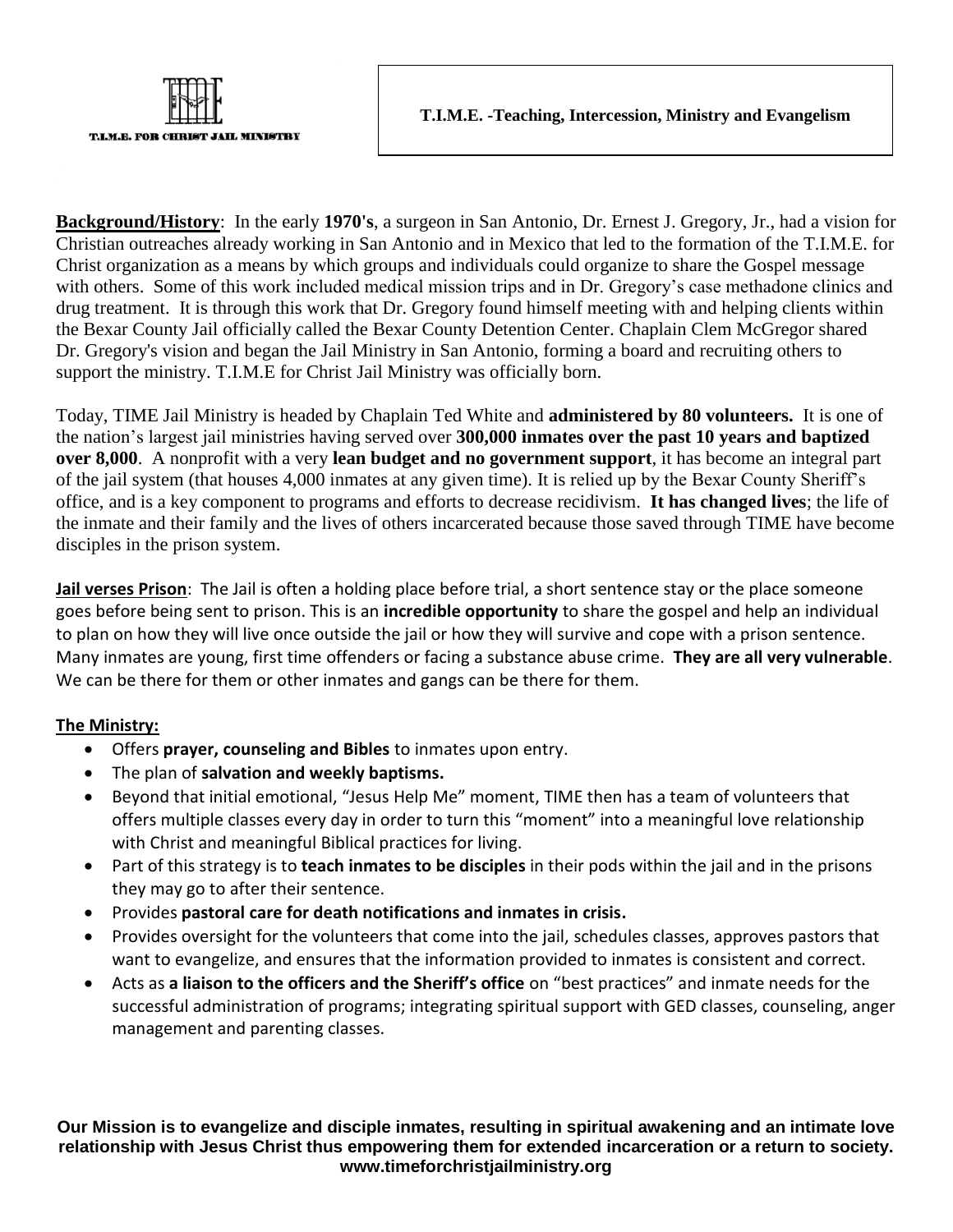T.I.M.E. FOR CHRIST JAIL MINISTRY

**T.I.M.E. -Teaching, Intercession, Ministry and Evangelism**

**Background/History**: In the early **1970's**, a surgeon in San Antonio, Dr. Ernest J. Gregory, Jr., had a vision for Christian outreaches already working in San Antonio and in Mexico that led to the formation of the T.I.M.E. for Christ organization as a means by which groups and individuals could organize to share the Gospel message with others. Some of this work included medical mission trips and in Dr. Gregory's case methadone clinics and drug treatment. It is through this work that Dr. Gregory found himself meeting with and helping clients within the Bexar County Jail officially called the Bexar County Detention Center. Chaplain Clem McGregor shared Dr. Gregory's vision and began the Jail Ministry in San Antonio, forming a board and recruiting others to support the ministry. T.I.M.E for Christ Jail Ministry was officially born.

Today, TIME Jail Ministry is headed by Chaplain Ted White and **administered by 80 volunteers.** It is one of the nation's largest jail ministries having served over **300,000 inmates over the past 10 years and baptized over 8,000**. A nonprofit with a very **lean budget and no government support**, it has become an integral part of the jail system (that houses 4,000 inmates at any given time). It is relied up by the Bexar County Sheriff's office, and is a key component to programs and efforts to decrease recidivism. **It has changed lives**; the life of the inmate and their family and the lives of others incarcerated because those saved through TIME have become disciples in the prison system.

**Jail verses Prison**: The Jail is often a holding place before trial, a short sentence stay or the place someone goes before being sent to prison. This is an **incredible opportunity** to share the gospel and help an individual to plan on how they will live once outside the jail or how they will survive and cope with a prison sentence. Many inmates are young, first time offenders or facing a substance abuse crime. **They are all very vulnerable**. We can be there for them or other inmates and gangs can be there for them.

**The Ministry:**

- Offers **prayer, counseling and Bibles** to inmates upon entry.
- The plan of **salvation and weekly baptisms.**
- Beyond that initial emotional, "Jesus Help Me" moment, TIME then has a team of volunteers that offers multiple classes every day in order to turn this "moment" into a meaningful love relationship with Christ and meaningful Biblical practices for living.
- Part of this strategy is to **teach inmates to be disciples** in their pods within the jail and in the prisons they may go to after their sentence.
- Provides **pastoral care for death notifications and inmates in crisis.**
- Provides oversight for the volunteers that come into the jail, schedules classes, approves pastors that want to evangelize, and ensures that the information provided to inmates is consistent and correct.
- Acts as **a liaison to the officers and the Sheriff's office** on "best practices" and inmate needs for the successful administration of programs; integrating spiritual support with GED classes, counseling, anger management and parenting classes.

**Our Mission is to evangelize and disciple inmates, resulting in spiritual awakening and an intimate love relationship with Jesus Christ thus empowering them for extended incarceration or a return to society.**
**www.timeforchristjailministry.org**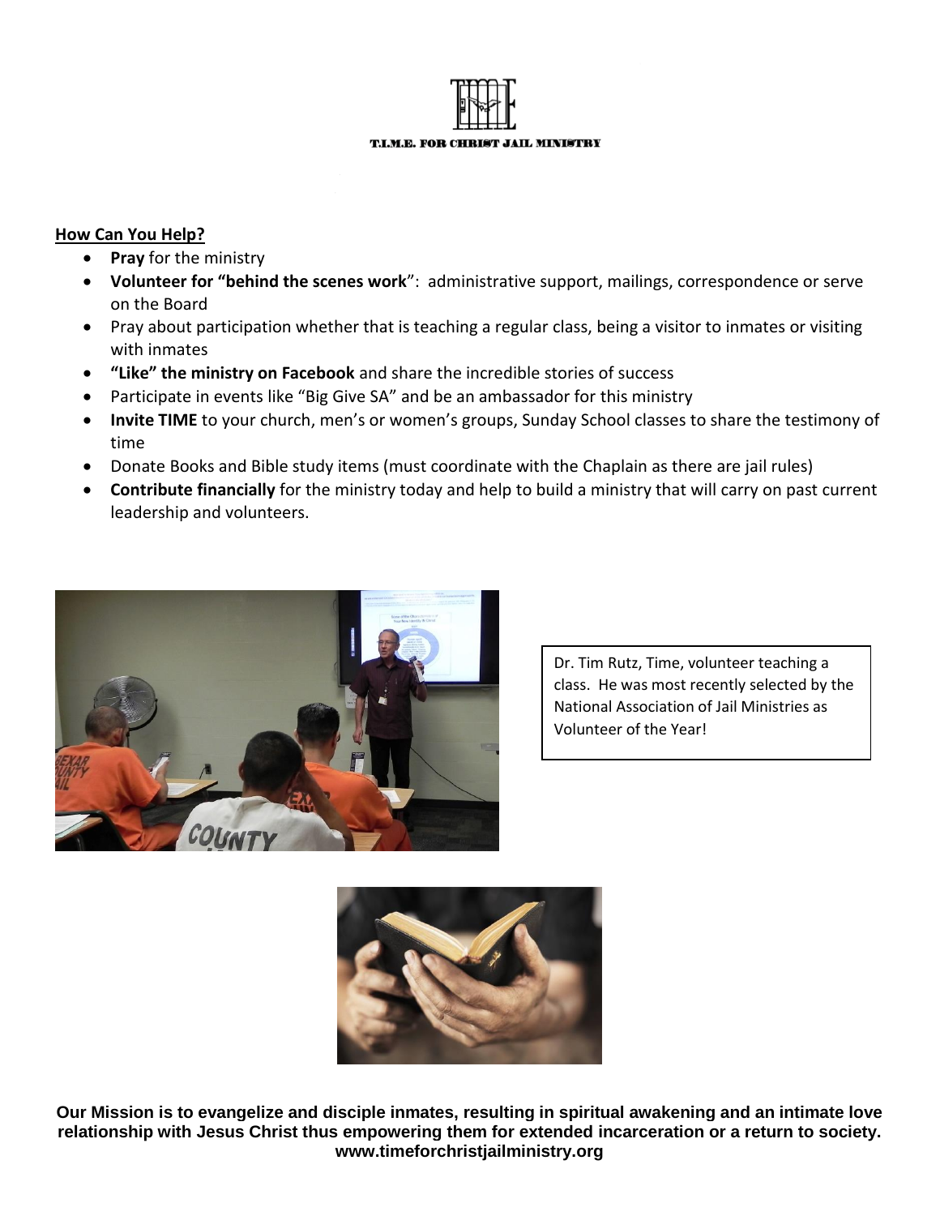T.I.M.E. FOR CHRIST JAIL MINISTRY

**How Can You Help?**

- **Pray** for the ministry
- **Volunteer for "behind the scenes work**": administrative support, mailings, correspondence or serve on the Board
- Pray about participation whether that is teaching a regular class, being a visitor to inmates or visiting with inmates
- **"Like" the ministry on Facebook** and share the incredible stories of success
- Participate in events like "Big Give SA" and be an ambassador for this ministry
- **Invite TIME** to your church, men's or women's groups, Sunday School classes to share the testimony of time
- Donate Books and Bible study items (must coordinate with the Chaplain as there are jail rules)
- **Contribute financially** for the ministry today and help to build a ministry that will carry on past current leadership and volunteers.

Dr. Tim Rutz, Time, volunteer teaching a class. He was most recently selected by the National Association of Jail Ministries as Volunteer of the Year!

**Our Mission is to evangelize and disciple inmates, resulting in spiritual awakening and an intimate love relationship with Jesus Christ thus empowering them for extended incarceration or a return to society.**
**www.timeforchristjailministry.org**